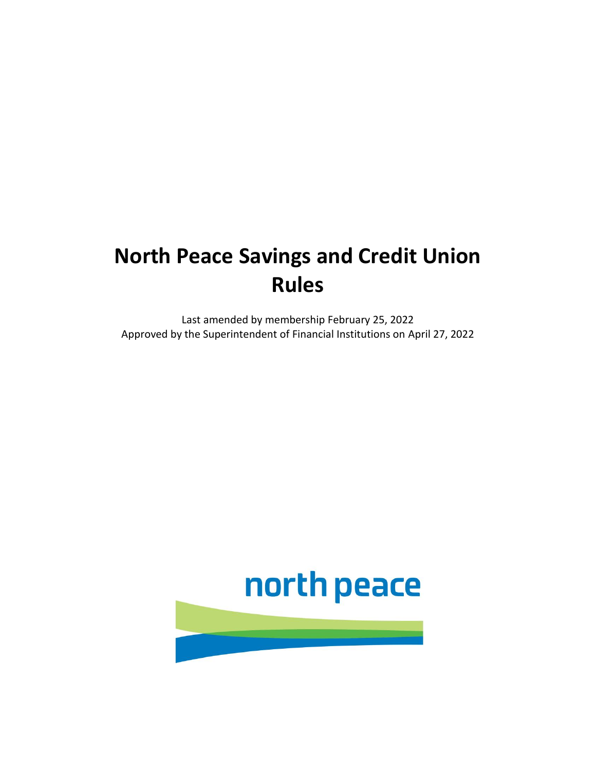# North Peace Savings and Credit Union Rules

Last amended by membership February 25, 2022
Approved by the Superintendent of Financial Institutions on April 27, 2022

north peace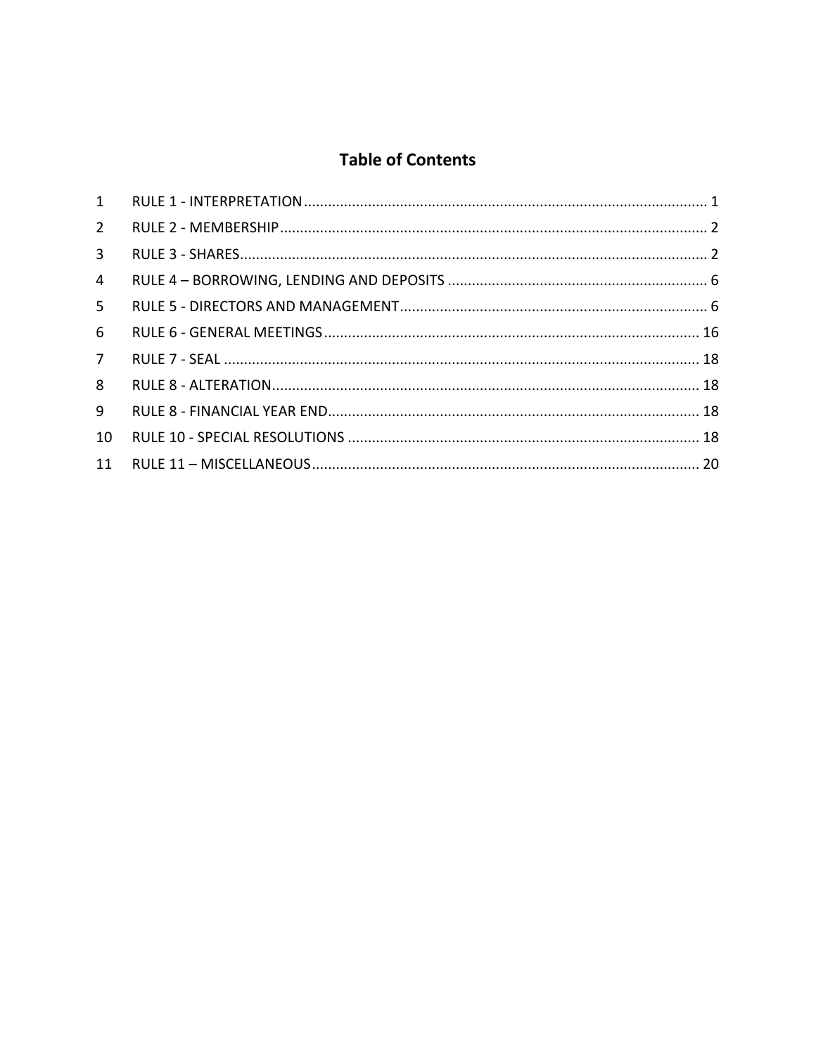# Table of Contents

| | | |
|---|---|---|
| 1 | RULE 1 - INTERPRETATION | 1 |
| 2 | RULE 2 - MEMBERSHIP | 2 |
| 3 | RULE 3 - SHARES | 2 |
| 4 | RULE 4 – BORROWING, LENDING AND DEPOSITS | 6 |
| 5 | RULE 5 - DIRECTORS AND MANAGEMENT | 6 |
| 6 | RULE 6 - GENERAL MEETINGS | 16 |
| 7 | RULE 7 - SEAL | 18 |
| 8 | RULE 8 - ALTERATION | 18 |
| 9 | RULE 8 - FINANCIAL YEAR END | 18 |
| 10 | RULE 10 - SPECIAL RESOLUTIONS | 18 |
| 11 | RULE 11 – MISCELLANEOUS | 20 |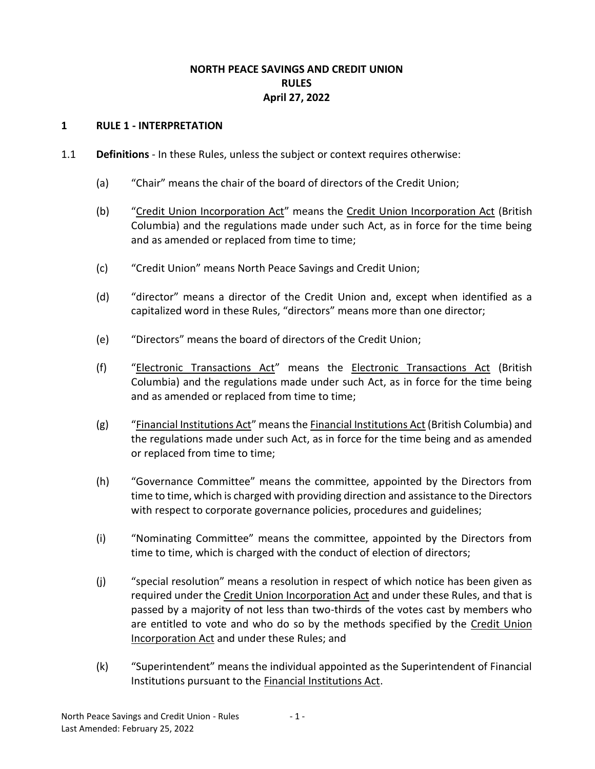# NORTH PEACE SAVINGS AND CREDIT UNION
# RULES
# April 27, 2022

## 1 RULE 1 - INTERPRETATION

1.1 **Definitions** - In these Rules, unless the subject or context requires otherwise:

(a) "Chair" means the chair of the board of directors of the Credit Union;

(b) "Credit Union Incorporation Act" means the Credit Union Incorporation Act (British Columbia) and the regulations made under such Act, as in force for the time being and as amended or replaced from time to time;

(c) "Credit Union" means North Peace Savings and Credit Union;

(d) "director" means a director of the Credit Union and, except when identified as a capitalized word in these Rules, "directors" means more than one director;

(e) "Directors" means the board of directors of the Credit Union;

(f) "Electronic Transactions Act" means the Electronic Transactions Act (British Columbia) and the regulations made under such Act, as in force for the time being and as amended or replaced from time to time;

(g) "Financial Institutions Act" means the Financial Institutions Act (British Columbia) and the regulations made under such Act, as in force for the time being and as amended or replaced from time to time;

(h) "Governance Committee" means the committee, appointed by the Directors from time to time, which is charged with providing direction and assistance to the Directors with respect to corporate governance policies, procedures and guidelines;

(i) "Nominating Committee" means the committee, appointed by the Directors from time to time, which is charged with the conduct of election of directors;

(j) "special resolution" means a resolution in respect of which notice has been given as required under the Credit Union Incorporation Act and under these Rules, and that is passed by a majority of not less than two-thirds of the votes cast by members who are entitled to vote and who do so by the methods specified by the Credit Union Incorporation Act and under these Rules; and

(k) "Superintendent" means the individual appointed as the Superintendent of Financial Institutions pursuant to the Financial Institutions Act.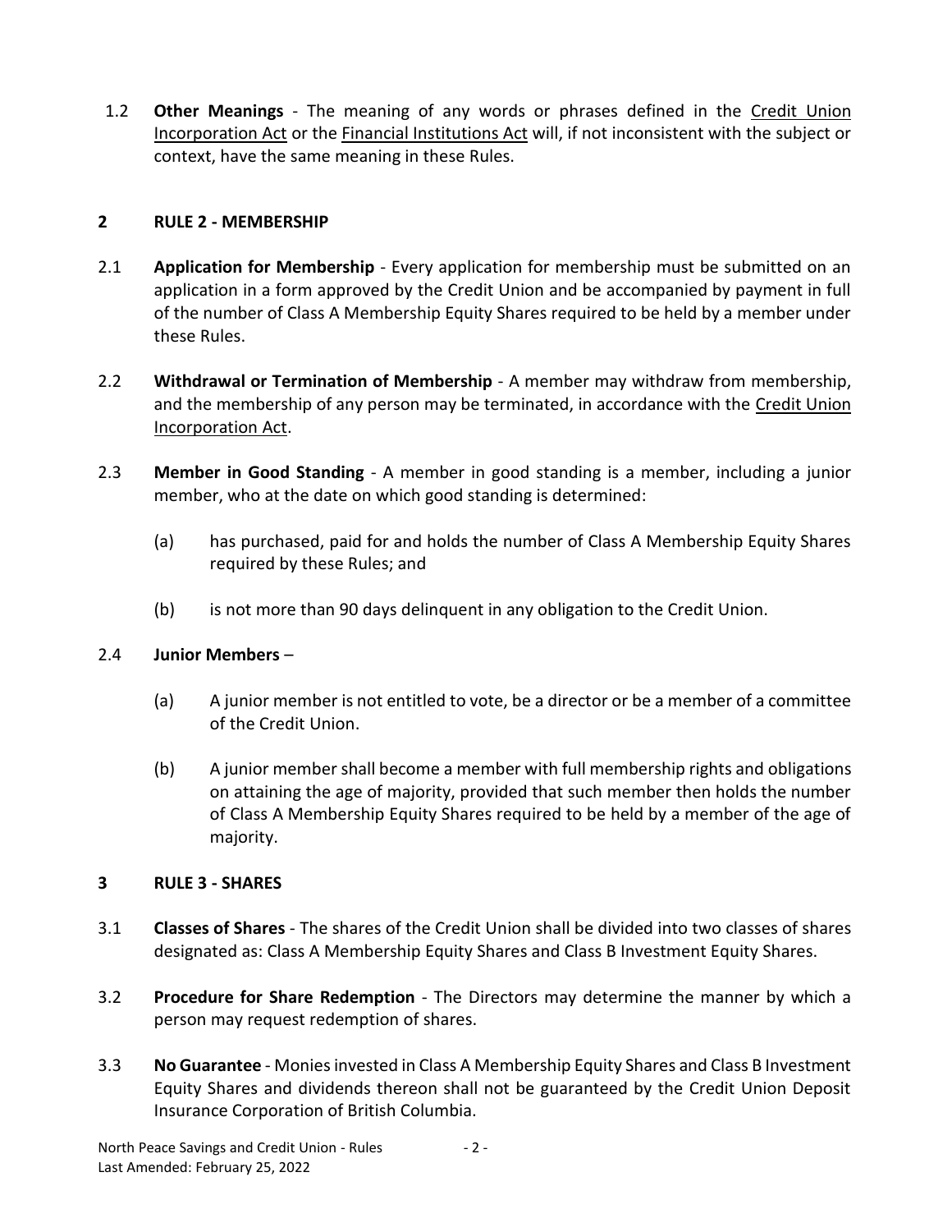1.2 **Other Meanings** - The meaning of any words or phrases defined in the Credit Union Incorporation Act or the Financial Institutions Act will, if not inconsistent with the subject or context, have the same meaning in these Rules.

## 2 RULE 2 - MEMBERSHIP

2.1 **Application for Membership** - Every application for membership must be submitted on an application in a form approved by the Credit Union and be accompanied by payment in full of the number of Class A Membership Equity Shares required to be held by a member under these Rules.

2.2 **Withdrawal or Termination of Membership** - A member may withdraw from membership, and the membership of any person may be terminated, in accordance with the Credit Union Incorporation Act.

2.3 **Member in Good Standing** - A member in good standing is a member, including a junior member, who at the date on which good standing is determined:

(a) has purchased, paid for and holds the number of Class A Membership Equity Shares required by these Rules; and

(b) is not more than 90 days delinquent in any obligation to the Credit Union.

2.4 **Junior Members** –

(a) A junior member is not entitled to vote, be a director or be a member of a committee of the Credit Union.

(b) A junior member shall become a member with full membership rights and obligations on attaining the age of majority, provided that such member then holds the number of Class A Membership Equity Shares required to be held by a member of the age of majority.

## 3 RULE 3 - SHARES

3.1 **Classes of Shares** - The shares of the Credit Union shall be divided into two classes of shares designated as: Class A Membership Equity Shares and Class B Investment Equity Shares.

3.2 **Procedure for Share Redemption** - The Directors may determine the manner by which a person may request redemption of shares.

3.3 **No Guarantee** - Monies invested in Class A Membership Equity Shares and Class B Investment Equity Shares and dividends thereon shall not be guaranteed by the Credit Union Deposit Insurance Corporation of British Columbia.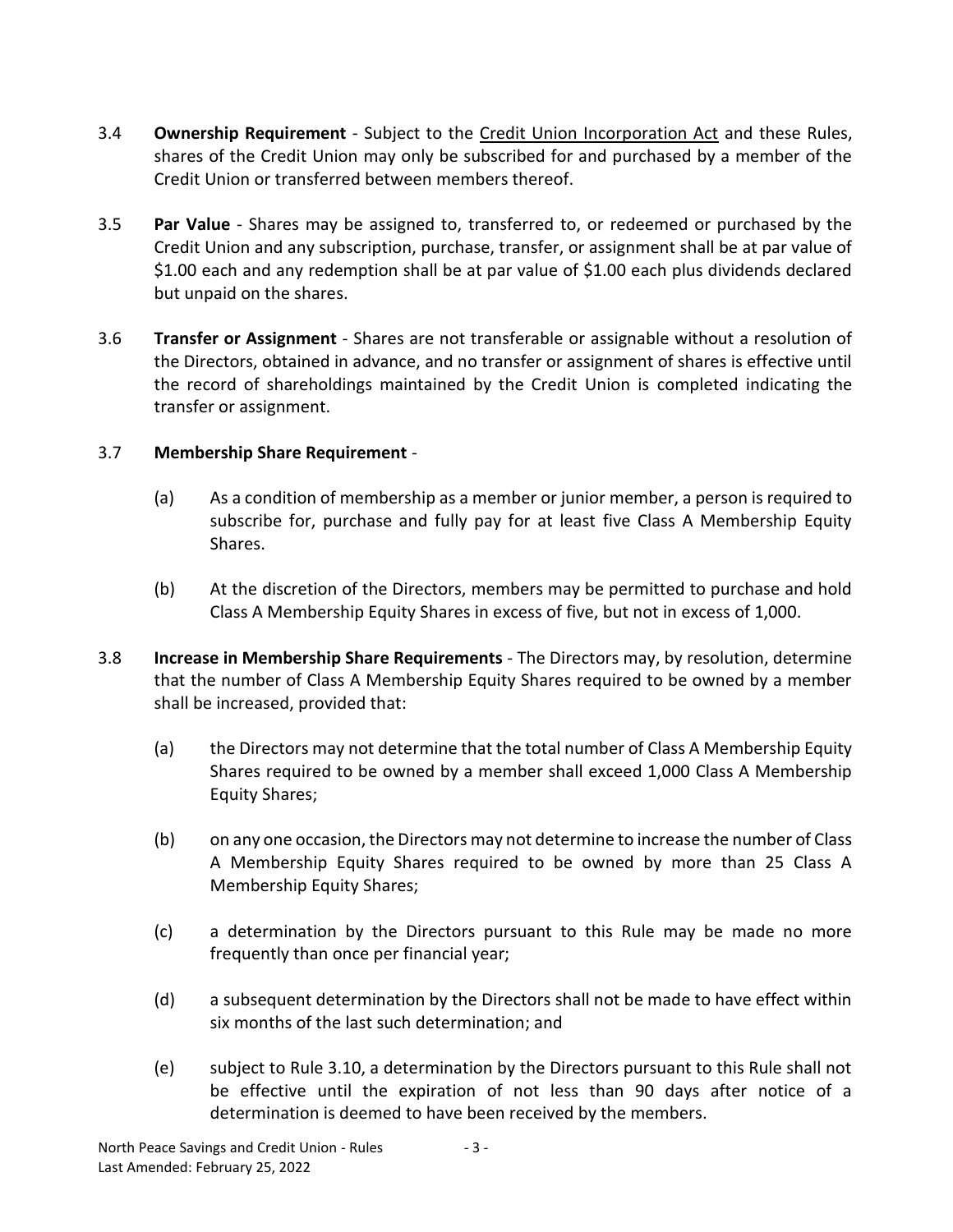3.4 **Ownership Requirement** - Subject to the Credit Union Incorporation Act and these Rules, shares of the Credit Union may only be subscribed for and purchased by a member of the Credit Union or transferred between members thereof.

3.5 **Par Value** - Shares may be assigned to, transferred to, or redeemed or purchased by the Credit Union and any subscription, purchase, transfer, or assignment shall be at par value of $1.00 each and any redemption shall be at par value of $1.00 each plus dividends declared but unpaid on the shares.

3.6 **Transfer or Assignment** - Shares are not transferable or assignable without a resolution of the Directors, obtained in advance, and no transfer or assignment of shares is effective until the record of shareholdings maintained by the Credit Union is completed indicating the transfer or assignment.

3.7 **Membership Share Requirement** -

(a) As a condition of membership as a member or junior member, a person is required to subscribe for, purchase and fully pay for at least five Class A Membership Equity Shares.

(b) At the discretion of the Directors, members may be permitted to purchase and hold Class A Membership Equity Shares in excess of five, but not in excess of 1,000.

3.8 **Increase in Membership Share Requirements** - The Directors may, by resolution, determine that the number of Class A Membership Equity Shares required to be owned by a member shall be increased, provided that:

(a) the Directors may not determine that the total number of Class A Membership Equity Shares required to be owned by a member shall exceed 1,000 Class A Membership Equity Shares;

(b) on any one occasion, the Directors may not determine to increase the number of Class A Membership Equity Shares required to be owned by more than 25 Class A Membership Equity Shares;

(c) a determination by the Directors pursuant to this Rule may be made no more frequently than once per financial year;

(d) a subsequent determination by the Directors shall not be made to have effect within six months of the last such determination; and

(e) subject to Rule 3.10, a determination by the Directors pursuant to this Rule shall not be effective until the expiration of not less than 90 days after notice of a determination is deemed to have been received by the members.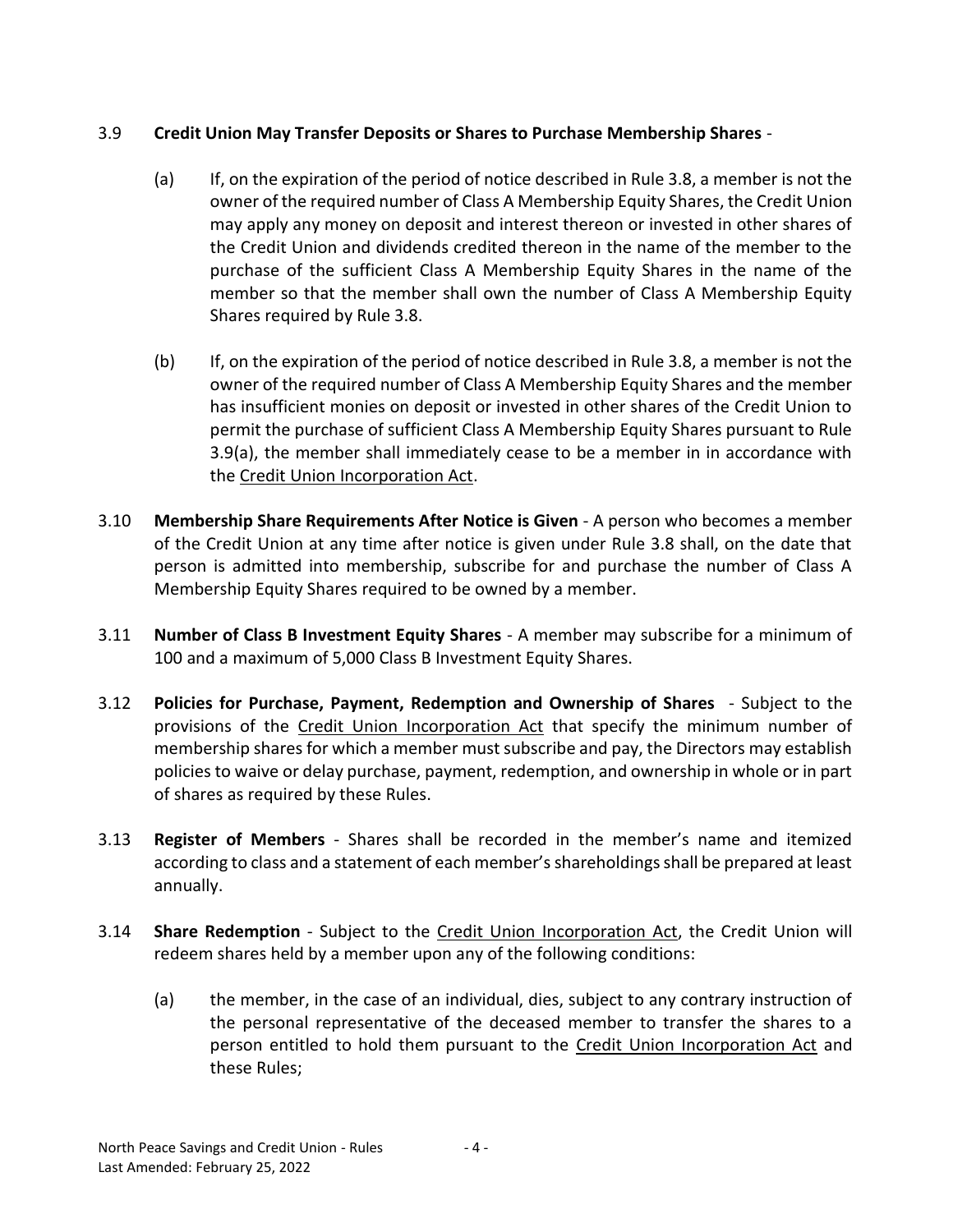3.9 **Credit Union May Transfer Deposits or Shares to Purchase Membership Shares** -

(a) If, on the expiration of the period of notice described in Rule 3.8, a member is not the owner of the required number of Class A Membership Equity Shares, the Credit Union may apply any money on deposit and interest thereon or invested in other shares of the Credit Union and dividends credited thereon in the name of the member to the purchase of the sufficient Class A Membership Equity Shares in the name of the member so that the member shall own the number of Class A Membership Equity Shares required by Rule 3.8.

(b) If, on the expiration of the period of notice described in Rule 3.8, a member is not the owner of the required number of Class A Membership Equity Shares and the member has insufficient monies on deposit or invested in other shares of the Credit Union to permit the purchase of sufficient Class A Membership Equity Shares pursuant to Rule 3.9(a), the member shall immediately cease to be a member in in accordance with the Credit Union Incorporation Act.

3.10 **Membership Share Requirements After Notice is Given** - A person who becomes a member of the Credit Union at any time after notice is given under Rule 3.8 shall, on the date that person is admitted into membership, subscribe for and purchase the number of Class A Membership Equity Shares required to be owned by a member.

3.11 **Number of Class B Investment Equity Shares** - A member may subscribe for a minimum of 100 and a maximum of 5,000 Class B Investment Equity Shares.

3.12 **Policies for Purchase, Payment, Redemption and Ownership of Shares** - Subject to the provisions of the Credit Union Incorporation Act that specify the minimum number of membership shares for which a member must subscribe and pay, the Directors may establish policies to waive or delay purchase, payment, redemption, and ownership in whole or in part of shares as required by these Rules.

3.13 **Register of Members** - Shares shall be recorded in the member's name and itemized according to class and a statement of each member's shareholdings shall be prepared at least annually.

3.14 **Share Redemption** - Subject to the Credit Union Incorporation Act, the Credit Union will redeem shares held by a member upon any of the following conditions:

(a) the member, in the case of an individual, dies, subject to any contrary instruction of the personal representative of the deceased member to transfer the shares to a person entitled to hold them pursuant to the Credit Union Incorporation Act and these Rules;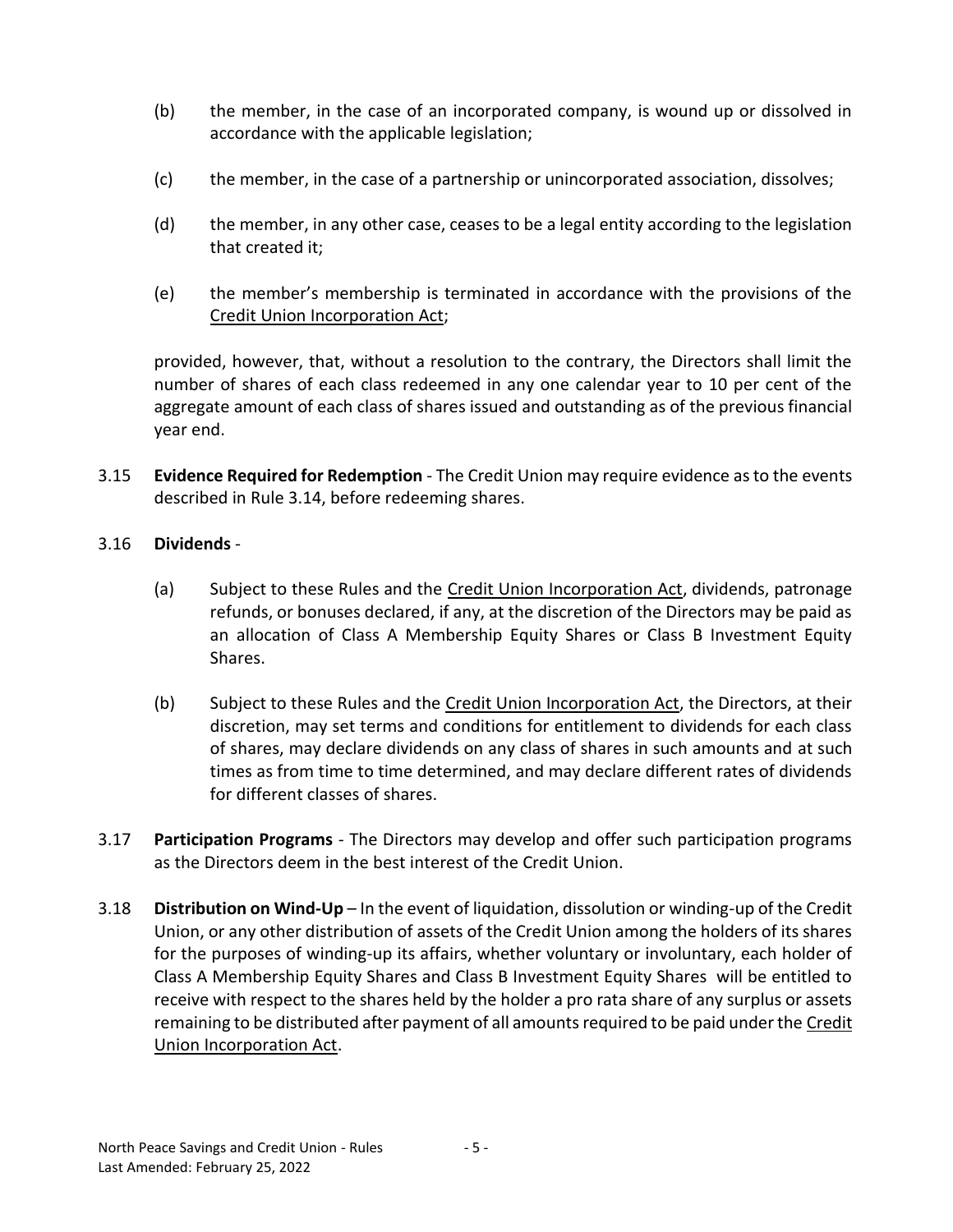(b) the member, in the case of an incorporated company, is wound up or dissolved in accordance with the applicable legislation;

(c) the member, in the case of a partnership or unincorporated association, dissolves;

(d) the member, in any other case, ceases to be a legal entity according to the legislation that created it;

(e) the member's membership is terminated in accordance with the provisions of the Credit Union Incorporation Act;

provided, however, that, without a resolution to the contrary, the Directors shall limit the number of shares of each class redeemed in any one calendar year to 10 per cent of the aggregate amount of each class of shares issued and outstanding as of the previous financial year end.

3.15 **Evidence Required for Redemption** - The Credit Union may require evidence as to the events described in Rule 3.14, before redeeming shares.

3.16 **Dividends** -

(a) Subject to these Rules and the Credit Union Incorporation Act, dividends, patronage refunds, or bonuses declared, if any, at the discretion of the Directors may be paid as an allocation of Class A Membership Equity Shares or Class B Investment Equity Shares.

(b) Subject to these Rules and the Credit Union Incorporation Act, the Directors, at their discretion, may set terms and conditions for entitlement to dividends for each class of shares, may declare dividends on any class of shares in such amounts and at such times as from time to time determined, and may declare different rates of dividends for different classes of shares.

3.17 **Participation Programs** - The Directors may develop and offer such participation programs as the Directors deem in the best interest of the Credit Union.

3.18 **Distribution on Wind-Up** – In the event of liquidation, dissolution or winding-up of the Credit Union, or any other distribution of assets of the Credit Union among the holders of its shares for the purposes of winding-up its affairs, whether voluntary or involuntary, each holder of Class A Membership Equity Shares and Class B Investment Equity Shares will be entitled to receive with respect to the shares held by the holder a pro rata share of any surplus or assets remaining to be distributed after payment of all amounts required to be paid under the Credit Union Incorporation Act.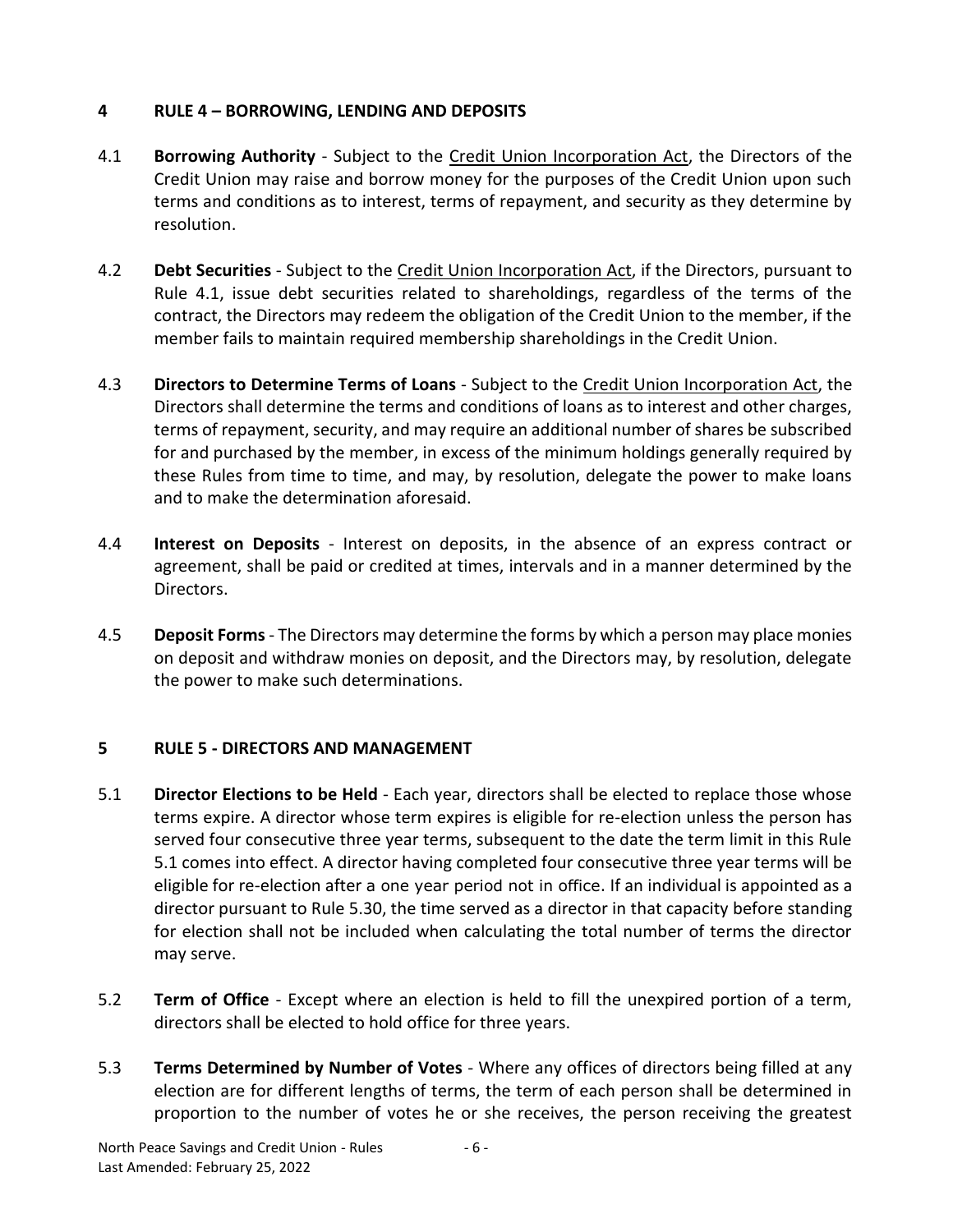## 4 RULE 4 – BORROWING, LENDING AND DEPOSITS

4.1 **Borrowing Authority** - Subject to the Credit Union Incorporation Act, the Directors of the Credit Union may raise and borrow money for the purposes of the Credit Union upon such terms and conditions as to interest, terms of repayment, and security as they determine by resolution.

4.2 **Debt Securities** - Subject to the Credit Union Incorporation Act, if the Directors, pursuant to Rule 4.1, issue debt securities related to shareholdings, regardless of the terms of the contract, the Directors may redeem the obligation of the Credit Union to the member, if the member fails to maintain required membership shareholdings in the Credit Union.

4.3 **Directors to Determine Terms of Loans** - Subject to the Credit Union Incorporation Act, the Directors shall determine the terms and conditions of loans as to interest and other charges, terms of repayment, security, and may require an additional number of shares be subscribed for and purchased by the member, in excess of the minimum holdings generally required by these Rules from time to time, and may, by resolution, delegate the power to make loans and to make the determination aforesaid.

4.4 **Interest on Deposits** - Interest on deposits, in the absence of an express contract or agreement, shall be paid or credited at times, intervals and in a manner determined by the Directors.

4.5 **Deposit Forms** - The Directors may determine the forms by which a person may place monies on deposit and withdraw monies on deposit, and the Directors may, by resolution, delegate the power to make such determinations.

## 5 RULE 5 - DIRECTORS AND MANAGEMENT

5.1 **Director Elections to be Held** - Each year, directors shall be elected to replace those whose terms expire. A director whose term expires is eligible for re-election unless the person has served four consecutive three year terms, subsequent to the date the term limit in this Rule 5.1 comes into effect. A director having completed four consecutive three year terms will be eligible for re-election after a one year period not in office. If an individual is appointed as a director pursuant to Rule 5.30, the time served as a director in that capacity before standing for election shall not be included when calculating the total number of terms the director may serve.

5.2 **Term of Office** - Except where an election is held to fill the unexpired portion of a term, directors shall be elected to hold office for three years.

5.3 **Terms Determined by Number of Votes** - Where any offices of directors being filled at any election are for different lengths of terms, the term of each person shall be determined in proportion to the number of votes he or she receives, the person receiving the greatest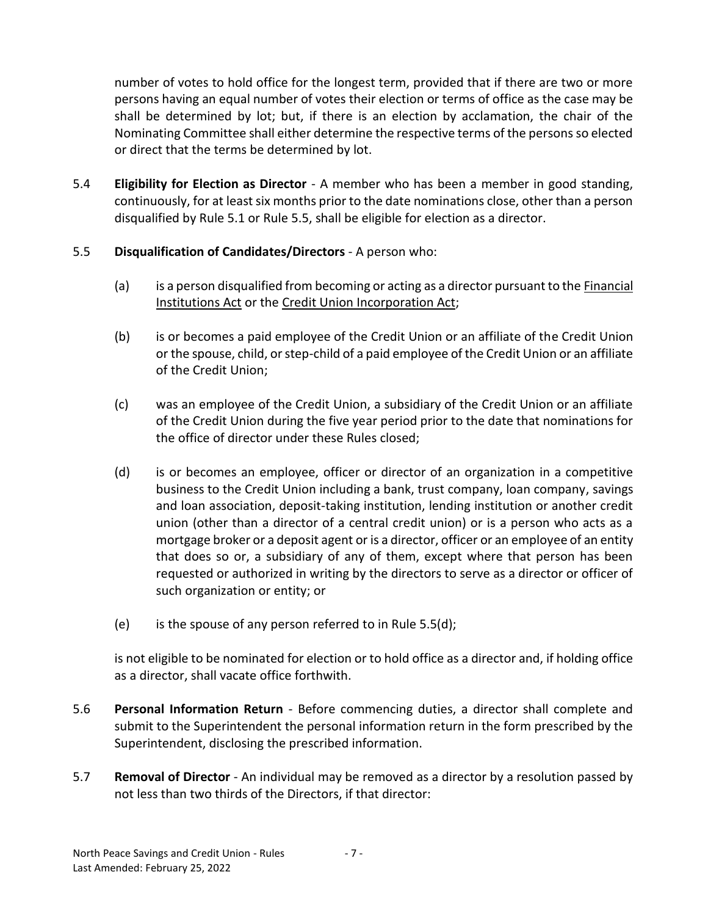number of votes to hold office for the longest term, provided that if there are two or more persons having an equal number of votes their election or terms of office as the case may be shall be determined by lot; but, if there is an election by acclamation, the chair of the Nominating Committee shall either determine the respective terms of the persons so elected or direct that the terms be determined by lot.

5.4 **Eligibility for Election as Director** - A member who has been a member in good standing, continuously, for at least six months prior to the date nominations close, other than a person disqualified by Rule 5.1 or Rule 5.5, shall be eligible for election as a director.

5.5 **Disqualification of Candidates/Directors** - A person who:

(a) is a person disqualified from becoming or acting as a director pursuant to the Financial Institutions Act or the Credit Union Incorporation Act;

(b) is or becomes a paid employee of the Credit Union or an affiliate of the Credit Union or the spouse, child, or step-child of a paid employee of the Credit Union or an affiliate of the Credit Union;

(c) was an employee of the Credit Union, a subsidiary of the Credit Union or an affiliate of the Credit Union during the five year period prior to the date that nominations for the office of director under these Rules closed;

(d) is or becomes an employee, officer or director of an organization in a competitive business to the Credit Union including a bank, trust company, loan company, savings and loan association, deposit-taking institution, lending institution or another credit union (other than a director of a central credit union) or is a person who acts as a mortgage broker or a deposit agent or is a director, officer or an employee of an entity that does so or, a subsidiary of any of them, except where that person has been requested or authorized in writing by the directors to serve as a director or officer of such organization or entity; or

(e) is the spouse of any person referred to in Rule 5.5(d);

is not eligible to be nominated for election or to hold office as a director and, if holding office as a director, shall vacate office forthwith.

5.6 **Personal Information Return** - Before commencing duties, a director shall complete and submit to the Superintendent the personal information return in the form prescribed by the Superintendent, disclosing the prescribed information.

5.7 **Removal of Director** - An individual may be removed as a director by a resolution passed by not less than two thirds of the Directors, if that director: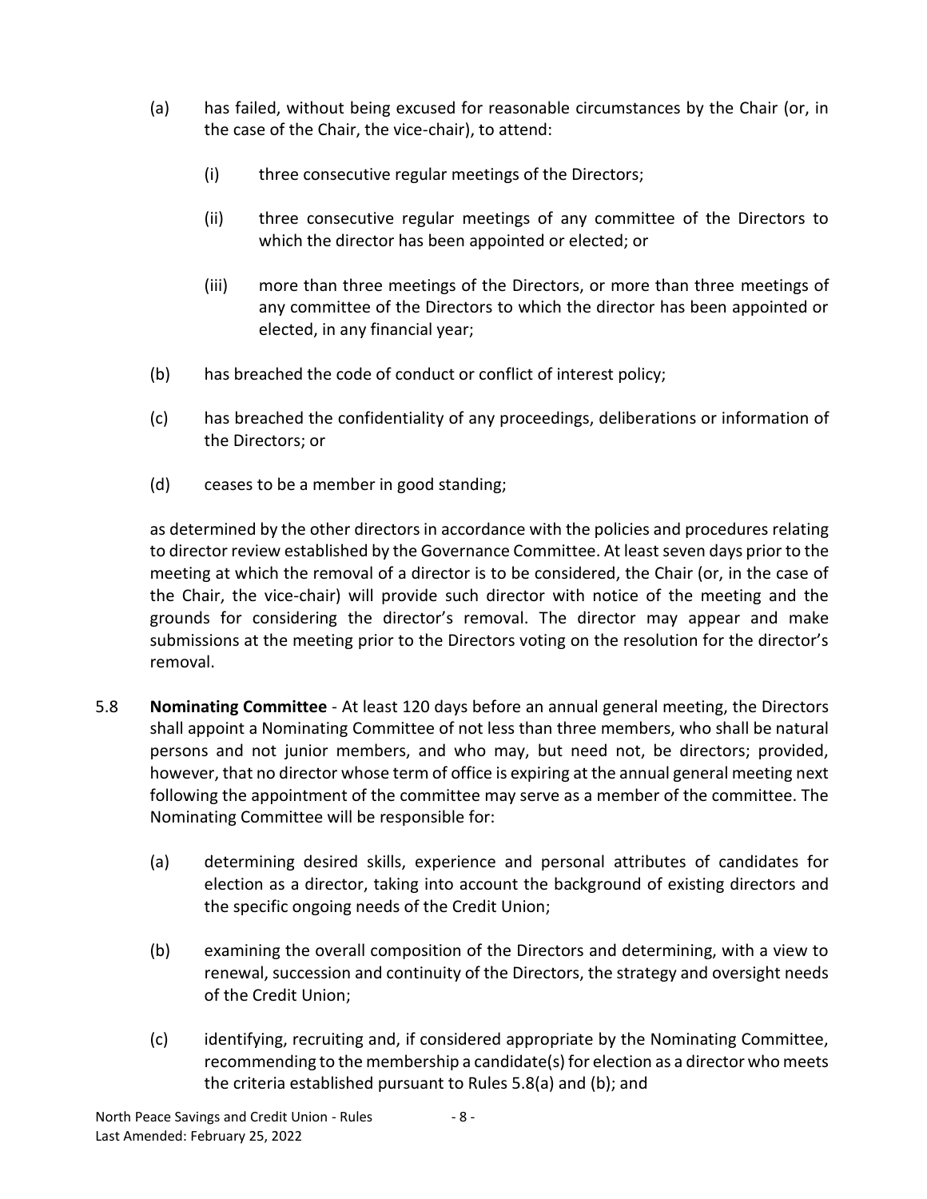(a) has failed, without being excused for reasonable circumstances by the Chair (or, in the case of the Chair, the vice-chair), to attend:

   (i) three consecutive regular meetings of the Directors;

   (ii) three consecutive regular meetings of any committee of the Directors to which the director has been appointed or elected; or

   (iii) more than three meetings of the Directors, or more than three meetings of any committee of the Directors to which the director has been appointed or elected, in any financial year;

(b) has breached the code of conduct or conflict of interest policy;

(c) has breached the confidentiality of any proceedings, deliberations or information of the Directors; or

(d) ceases to be a member in good standing;

as determined by the other directors in accordance with the policies and procedures relating to director review established by the Governance Committee. At least seven days prior to the meeting at which the removal of a director is to be considered, the Chair (or, in the case of the Chair, the vice-chair) will provide such director with notice of the meeting and the grounds for considering the director's removal. The director may appear and make submissions at the meeting prior to the Directors voting on the resolution for the director's removal.

5.8 **Nominating Committee** - At least 120 days before an annual general meeting, the Directors shall appoint a Nominating Committee of not less than three members, who shall be natural persons and not junior members, and who may, but need not, be directors; provided, however, that no director whose term of office is expiring at the annual general meeting next following the appointment of the committee may serve as a member of the committee. The Nominating Committee will be responsible for:

(a) determining desired skills, experience and personal attributes of candidates for election as a director, taking into account the background of existing directors and the specific ongoing needs of the Credit Union;

(b) examining the overall composition of the Directors and determining, with a view to renewal, succession and continuity of the Directors, the strategy and oversight needs of the Credit Union;

(c) identifying, recruiting and, if considered appropriate by the Nominating Committee, recommending to the membership a candidate(s) for election as a director who meets the criteria established pursuant to Rules 5.8(a) and (b); and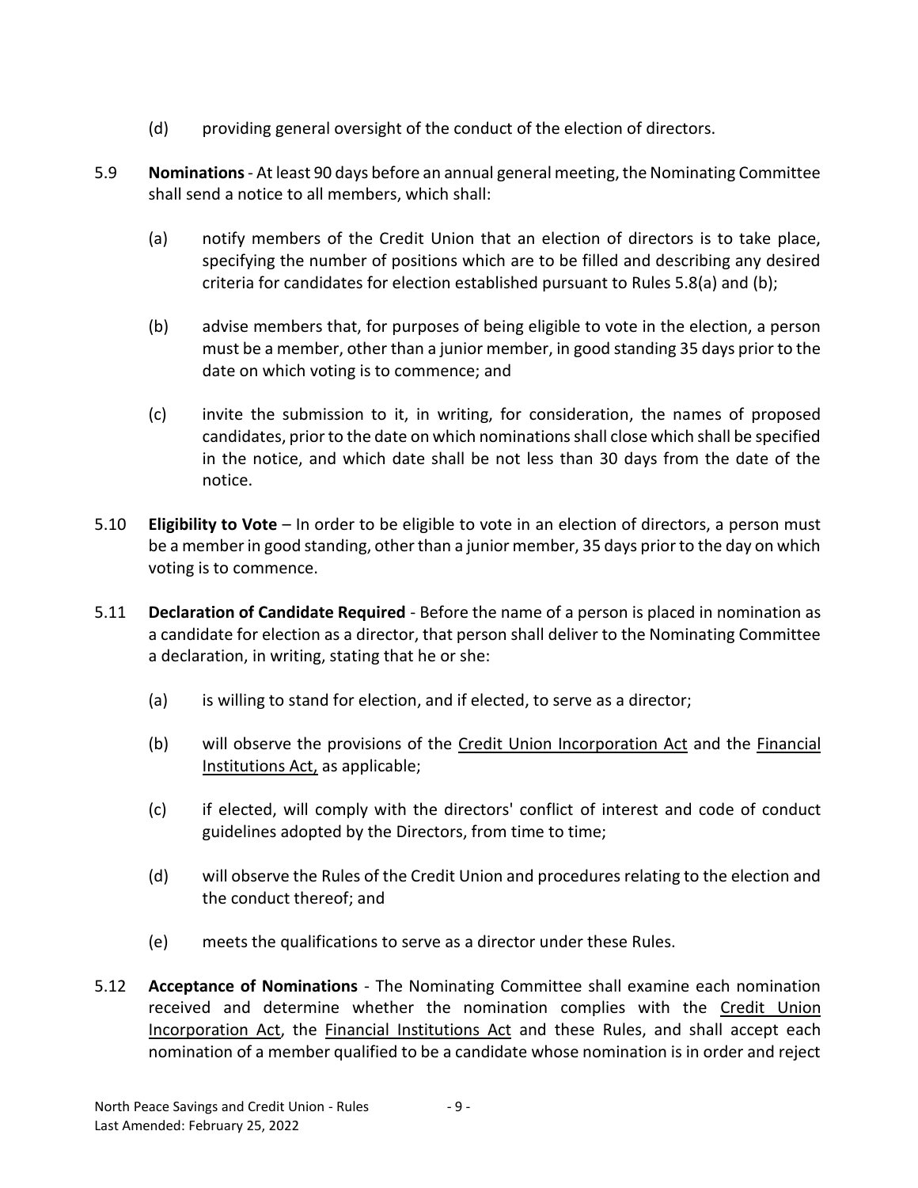(d) providing general oversight of the conduct of the election of directors.

5.9 **Nominations** - At least 90 days before an annual general meeting, the Nominating Committee shall send a notice to all members, which shall:

(a) notify members of the Credit Union that an election of directors is to take place, specifying the number of positions which are to be filled and describing any desired criteria for candidates for election established pursuant to Rules 5.8(a) and (b);

(b) advise members that, for purposes of being eligible to vote in the election, a person must be a member, other than a junior member, in good standing 35 days prior to the date on which voting is to commence; and

(c) invite the submission to it, in writing, for consideration, the names of proposed candidates, prior to the date on which nominations shall close which shall be specified in the notice, and which date shall be not less than 30 days from the date of the notice.

5.10 **Eligibility to Vote** – In order to be eligible to vote in an election of directors, a person must be a member in good standing, other than a junior member, 35 days prior to the day on which voting is to commence.

5.11 **Declaration of Candidate Required** - Before the name of a person is placed in nomination as a candidate for election as a director, that person shall deliver to the Nominating Committee a declaration, in writing, stating that he or she:

(a) is willing to stand for election, and if elected, to serve as a director;

(b) will observe the provisions of the Credit Union Incorporation Act and the Financial Institutions Act, as applicable;

(c) if elected, will comply with the directors' conflict of interest and code of conduct guidelines adopted by the Directors, from time to time;

(d) will observe the Rules of the Credit Union and procedures relating to the election and the conduct thereof; and

(e) meets the qualifications to serve as a director under these Rules.

5.12 **Acceptance of Nominations** - The Nominating Committee shall examine each nomination received and determine whether the nomination complies with the Credit Union Incorporation Act, the Financial Institutions Act and these Rules, and shall accept each nomination of a member qualified to be a candidate whose nomination is in order and reject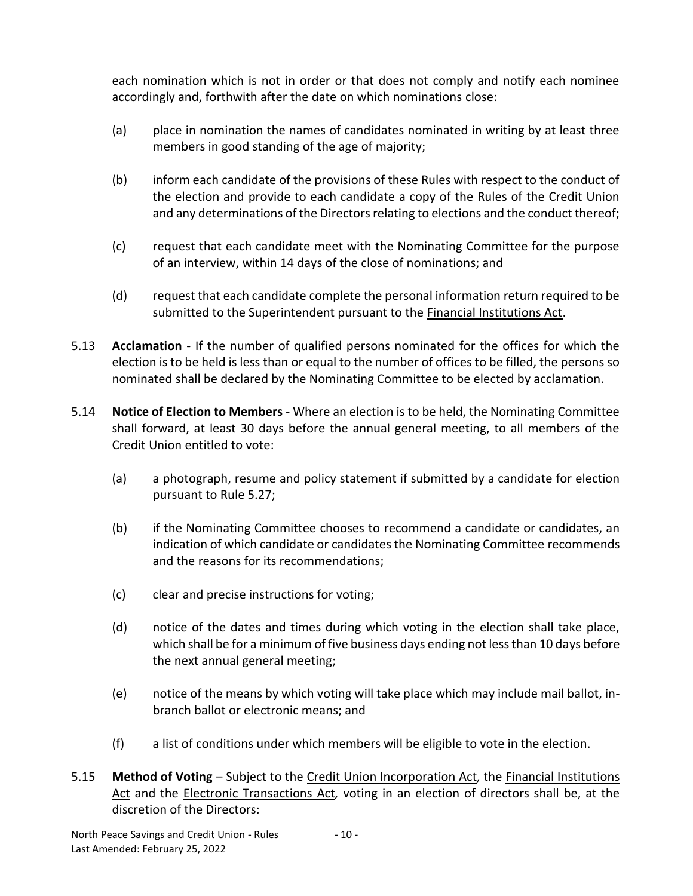each nomination which is not in order or that does not comply and notify each nominee accordingly and, forthwith after the date on which nominations close:

(a) place in nomination the names of candidates nominated in writing by at least three members in good standing of the age of majority;

(b) inform each candidate of the provisions of these Rules with respect to the conduct of the election and provide to each candidate a copy of the Rules of the Credit Union and any determinations of the Directors relating to elections and the conduct thereof;

(c) request that each candidate meet with the Nominating Committee for the purpose of an interview, within 14 days of the close of nominations; and

(d) request that each candidate complete the personal information return required to be submitted to the Superintendent pursuant to the Financial Institutions Act.

5.13 **Acclamation** - If the number of qualified persons nominated for the offices for which the election is to be held is less than or equal to the number of offices to be filled, the persons so nominated shall be declared by the Nominating Committee to be elected by acclamation.

5.14 **Notice of Election to Members** - Where an election is to be held, the Nominating Committee shall forward, at least 30 days before the annual general meeting, to all members of the Credit Union entitled to vote:

(a) a photograph, resume and policy statement if submitted by a candidate for election pursuant to Rule 5.27;

(b) if the Nominating Committee chooses to recommend a candidate or candidates, an indication of which candidate or candidates the Nominating Committee recommends and the reasons for its recommendations;

(c) clear and precise instructions for voting;

(d) notice of the dates and times during which voting in the election shall take place, which shall be for a minimum of five business days ending not less than 10 days before the next annual general meeting;

(e) notice of the means by which voting will take place which may include mail ballot, in-branch ballot or electronic means; and

(f) a list of conditions under which members will be eligible to vote in the election.

5.15 **Method of Voting** – Subject to the Credit Union Incorporation Act*,* the Financial Institutions Act and the Electronic Transactions Act*,* voting in an election of directors shall be, at the discretion of the Directors: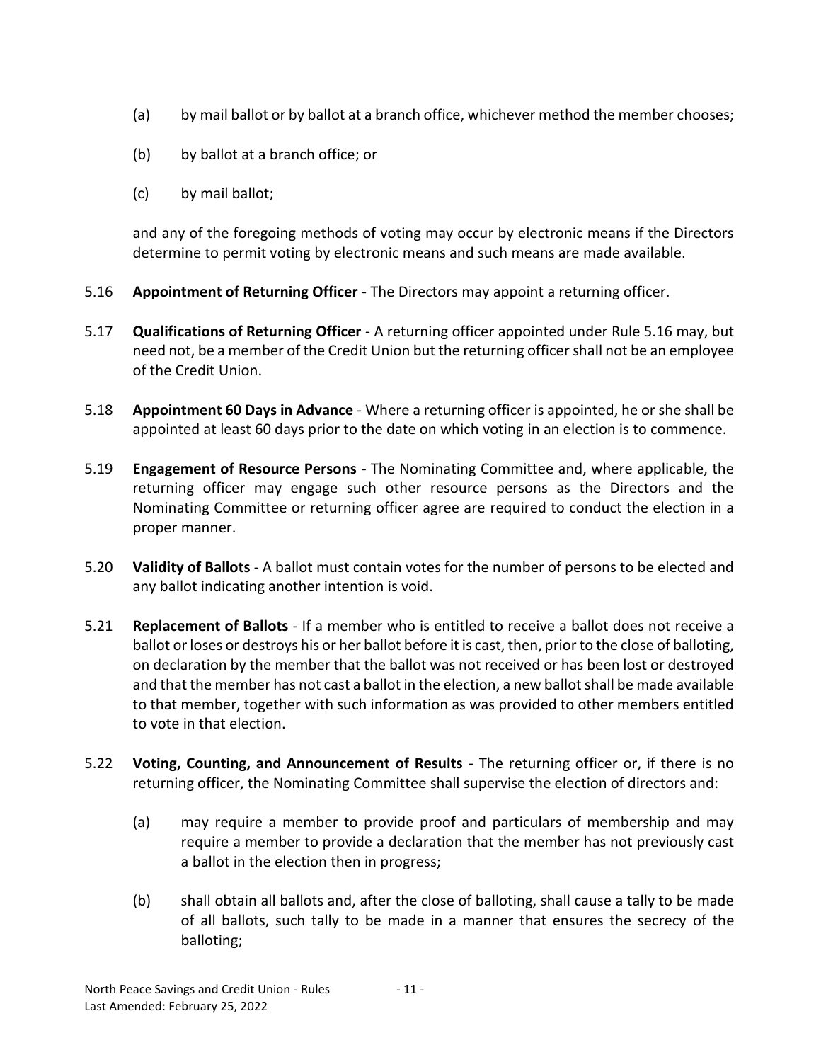(a) by mail ballot or by ballot at a branch office, whichever method the member chooses;

(b) by ballot at a branch office; or

(c) by mail ballot;

and any of the foregoing methods of voting may occur by electronic means if the Directors determine to permit voting by electronic means and such means are made available.

5.16 **Appointment of Returning Officer** - The Directors may appoint a returning officer.

5.17 **Qualifications of Returning Officer** - A returning officer appointed under Rule 5.16 may, but need not, be a member of the Credit Union but the returning officer shall not be an employee of the Credit Union.

5.18 **Appointment 60 Days in Advance** - Where a returning officer is appointed, he or she shall be appointed at least 60 days prior to the date on which voting in an election is to commence.

5.19 **Engagement of Resource Persons** - The Nominating Committee and, where applicable, the returning officer may engage such other resource persons as the Directors and the Nominating Committee or returning officer agree are required to conduct the election in a proper manner.

5.20 **Validity of Ballots** - A ballot must contain votes for the number of persons to be elected and any ballot indicating another intention is void.

5.21 **Replacement of Ballots** - If a member who is entitled to receive a ballot does not receive a ballot or loses or destroys his or her ballot before it is cast, then, prior to the close of balloting, on declaration by the member that the ballot was not received or has been lost or destroyed and that the member has not cast a ballot in the election, a new ballot shall be made available to that member, together with such information as was provided to other members entitled to vote in that election.

5.22 **Voting, Counting, and Announcement of Results** - The returning officer or, if there is no returning officer, the Nominating Committee shall supervise the election of directors and:

(a) may require a member to provide proof and particulars of membership and may require a member to provide a declaration that the member has not previously cast a ballot in the election then in progress;

(b) shall obtain all ballots and, after the close of balloting, shall cause a tally to be made of all ballots, such tally to be made in a manner that ensures the secrecy of the balloting;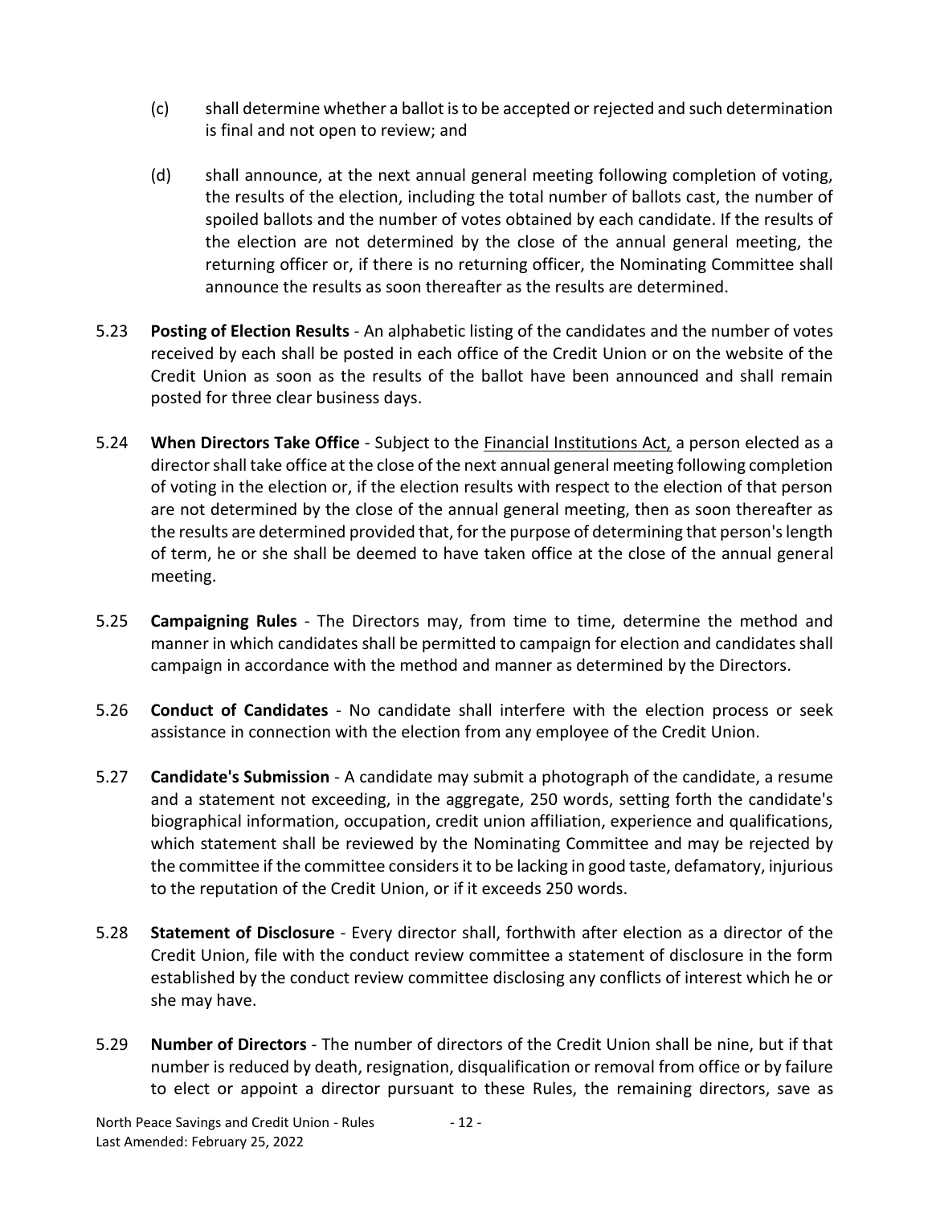(c) shall determine whether a ballot is to be accepted or rejected and such determination is final and not open to review; and

(d) shall announce, at the next annual general meeting following completion of voting, the results of the election, including the total number of ballots cast, the number of spoiled ballots and the number of votes obtained by each candidate. If the results of the election are not determined by the close of the annual general meeting, the returning officer or, if there is no returning officer, the Nominating Committee shall announce the results as soon thereafter as the results are determined.

5.23 **Posting of Election Results** - An alphabetic listing of the candidates and the number of votes received by each shall be posted in each office of the Credit Union or on the website of the Credit Union as soon as the results of the ballot have been announced and shall remain posted for three clear business days.

5.24 **When Directors Take Office** - Subject to the Financial Institutions Act, a person elected as a director shall take office at the close of the next annual general meeting following completion of voting in the election or, if the election results with respect to the election of that person are not determined by the close of the annual general meeting, then as soon thereafter as the results are determined provided that, for the purpose of determining that person's length of term, he or she shall be deemed to have taken office at the close of the annual general meeting.

5.25 **Campaigning Rules** - The Directors may, from time to time, determine the method and manner in which candidates shall be permitted to campaign for election and candidates shall campaign in accordance with the method and manner as determined by the Directors.

5.26 **Conduct of Candidates** - No candidate shall interfere with the election process or seek assistance in connection with the election from any employee of the Credit Union.

5.27 **Candidate's Submission** - A candidate may submit a photograph of the candidate, a resume and a statement not exceeding, in the aggregate, 250 words, setting forth the candidate's biographical information, occupation, credit union affiliation, experience and qualifications, which statement shall be reviewed by the Nominating Committee and may be rejected by the committee if the committee considers it to be lacking in good taste, defamatory, injurious to the reputation of the Credit Union, or if it exceeds 250 words.

5.28 **Statement of Disclosure** - Every director shall, forthwith after election as a director of the Credit Union, file with the conduct review committee a statement of disclosure in the form established by the conduct review committee disclosing any conflicts of interest which he or she may have.

5.29 **Number of Directors** - The number of directors of the Credit Union shall be nine, but if that number is reduced by death, resignation, disqualification or removal from office or by failure to elect or appoint a director pursuant to these Rules, the remaining directors, save as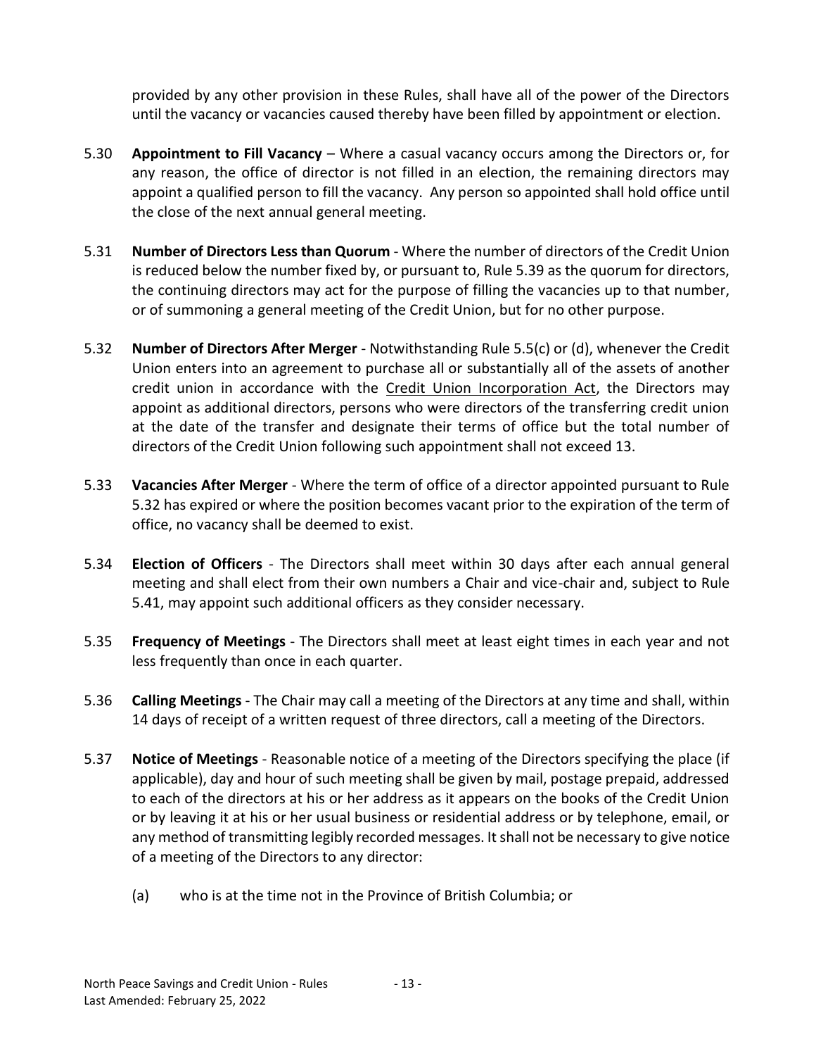provided by any other provision in these Rules, shall have all of the power of the Directors until the vacancy or vacancies caused thereby have been filled by appointment or election.

5.30 **Appointment to Fill Vacancy** – Where a casual vacancy occurs among the Directors or, for any reason, the office of director is not filled in an election, the remaining directors may appoint a qualified person to fill the vacancy. Any person so appointed shall hold office until the close of the next annual general meeting.

5.31 **Number of Directors Less than Quorum** - Where the number of directors of the Credit Union is reduced below the number fixed by, or pursuant to, Rule 5.39 as the quorum for directors, the continuing directors may act for the purpose of filling the vacancies up to that number, or of summoning a general meeting of the Credit Union, but for no other purpose.

5.32 **Number of Directors After Merger** - Notwithstanding Rule 5.5(c) or (d), whenever the Credit Union enters into an agreement to purchase all or substantially all of the assets of another credit union in accordance with the Credit Union Incorporation Act, the Directors may appoint as additional directors, persons who were directors of the transferring credit union at the date of the transfer and designate their terms of office but the total number of directors of the Credit Union following such appointment shall not exceed 13.

5.33 **Vacancies After Merger** - Where the term of office of a director appointed pursuant to Rule 5.32 has expired or where the position becomes vacant prior to the expiration of the term of office, no vacancy shall be deemed to exist.

5.34 **Election of Officers** - The Directors shall meet within 30 days after each annual general meeting and shall elect from their own numbers a Chair and vice-chair and, subject to Rule 5.41, may appoint such additional officers as they consider necessary.

5.35 **Frequency of Meetings** - The Directors shall meet at least eight times in each year and not less frequently than once in each quarter.

5.36 **Calling Meetings** - The Chair may call a meeting of the Directors at any time and shall, within 14 days of receipt of a written request of three directors, call a meeting of the Directors.

5.37 **Notice of Meetings** - Reasonable notice of a meeting of the Directors specifying the place (if applicable), day and hour of such meeting shall be given by mail, postage prepaid, addressed to each of the directors at his or her address as it appears on the books of the Credit Union or by leaving it at his or her usual business or residential address or by telephone, email, or any method of transmitting legibly recorded messages. It shall not be necessary to give notice of a meeting of the Directors to any director:

(a) who is at the time not in the Province of British Columbia; or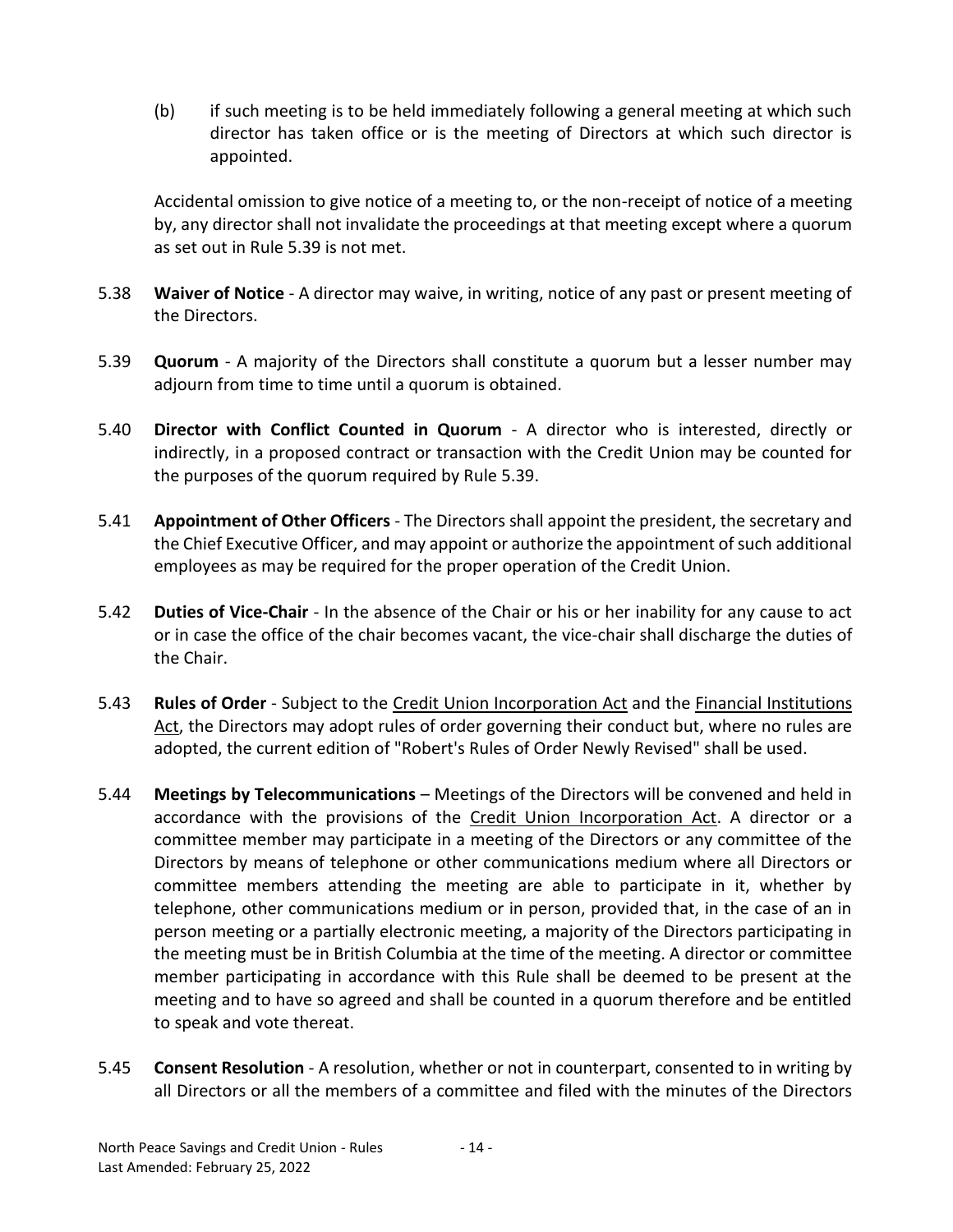(b) if such meeting is to be held immediately following a general meeting at which such director has taken office or is the meeting of Directors at which such director is appointed.

Accidental omission to give notice of a meeting to, or the non-receipt of notice of a meeting by, any director shall not invalidate the proceedings at that meeting except where a quorum as set out in Rule 5.39 is not met.

5.38 **Waiver of Notice** - A director may waive, in writing, notice of any past or present meeting of the Directors.

5.39 **Quorum** - A majority of the Directors shall constitute a quorum but a lesser number may adjourn from time to time until a quorum is obtained.

5.40 **Director with Conflict Counted in Quorum** - A director who is interested, directly or indirectly, in a proposed contract or transaction with the Credit Union may be counted for the purposes of the quorum required by Rule 5.39.

5.41 **Appointment of Other Officers** - The Directors shall appoint the president, the secretary and the Chief Executive Officer, and may appoint or authorize the appointment of such additional employees as may be required for the proper operation of the Credit Union.

5.42 **Duties of Vice-Chair** - In the absence of the Chair or his or her inability for any cause to act or in case the office of the chair becomes vacant, the vice-chair shall discharge the duties of the Chair.

5.43 **Rules of Order** - Subject to the Credit Union Incorporation Act and the Financial Institutions Act, the Directors may adopt rules of order governing their conduct but, where no rules are adopted, the current edition of "Robert's Rules of Order Newly Revised" shall be used.

5.44 **Meetings by Telecommunications** – Meetings of the Directors will be convened and held in accordance with the provisions of the Credit Union Incorporation Act. A director or a committee member may participate in a meeting of the Directors or any committee of the Directors by means of telephone or other communications medium where all Directors or committee members attending the meeting are able to participate in it, whether by telephone, other communications medium or in person, provided that, in the case of an in person meeting or a partially electronic meeting, a majority of the Directors participating in the meeting must be in British Columbia at the time of the meeting. A director or committee member participating in accordance with this Rule shall be deemed to be present at the meeting and to have so agreed and shall be counted in a quorum therefore and be entitled to speak and vote thereat.

5.45 **Consent Resolution** - A resolution, whether or not in counterpart, consented to in writing by all Directors or all the members of a committee and filed with the minutes of the Directors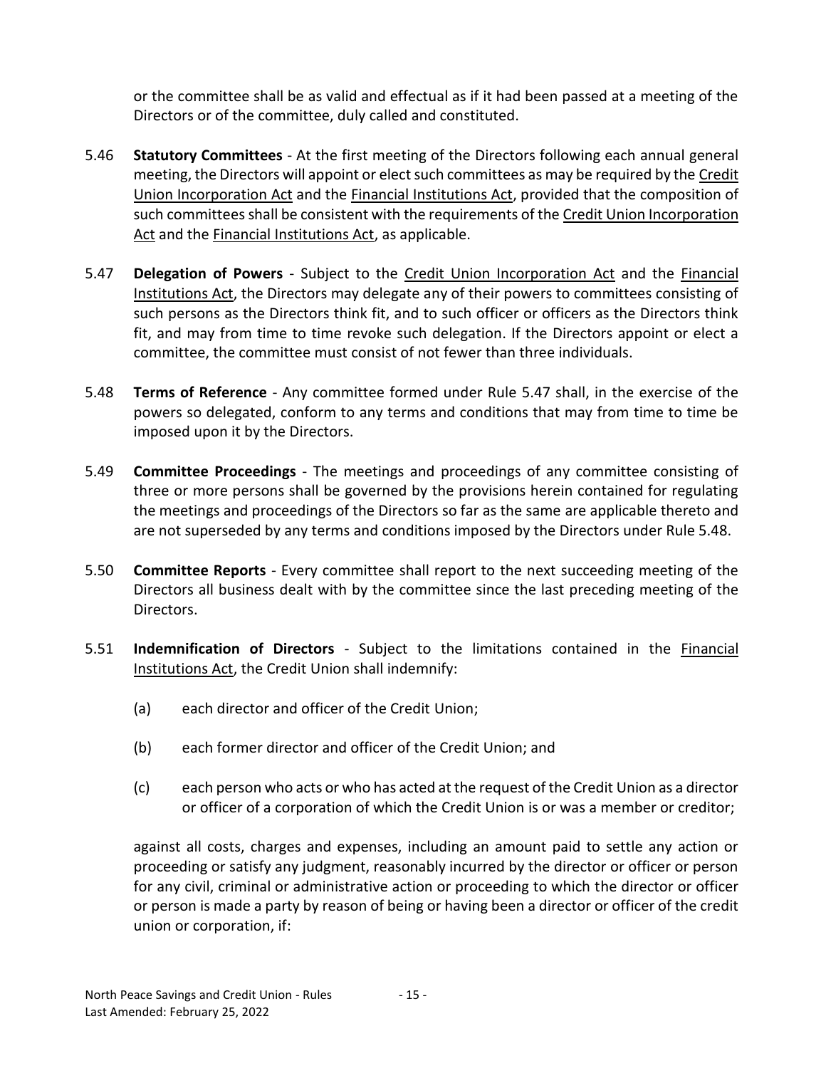or the committee shall be as valid and effectual as if it had been passed at a meeting of the Directors or of the committee, duly called and constituted.

5.46 **Statutory Committees** - At the first meeting of the Directors following each annual general meeting, the Directors will appoint or elect such committees as may be required by the Credit Union Incorporation Act and the Financial Institutions Act, provided that the composition of such committees shall be consistent with the requirements of the Credit Union Incorporation Act and the Financial Institutions Act, as applicable.

5.47 **Delegation of Powers** - Subject to the Credit Union Incorporation Act and the Financial Institutions Act, the Directors may delegate any of their powers to committees consisting of such persons as the Directors think fit, and to such officer or officers as the Directors think fit, and may from time to time revoke such delegation. If the Directors appoint or elect a committee, the committee must consist of not fewer than three individuals.

5.48 **Terms of Reference** - Any committee formed under Rule 5.47 shall, in the exercise of the powers so delegated, conform to any terms and conditions that may from time to time be imposed upon it by the Directors.

5.49 **Committee Proceedings** - The meetings and proceedings of any committee consisting of three or more persons shall be governed by the provisions herein contained for regulating the meetings and proceedings of the Directors so far as the same are applicable thereto and are not superseded by any terms and conditions imposed by the Directors under Rule 5.48.

5.50 **Committee Reports** - Every committee shall report to the next succeeding meeting of the Directors all business dealt with by the committee since the last preceding meeting of the Directors.

5.51 **Indemnification of Directors** - Subject to the limitations contained in the Financial Institutions Act, the Credit Union shall indemnify:

(a) each director and officer of the Credit Union;

(b) each former director and officer of the Credit Union; and

(c) each person who acts or who has acted at the request of the Credit Union as a director or officer of a corporation of which the Credit Union is or was a member or creditor;

against all costs, charges and expenses, including an amount paid to settle any action or proceeding or satisfy any judgment, reasonably incurred by the director or officer or person for any civil, criminal or administrative action or proceeding to which the director or officer or person is made a party by reason of being or having been a director or officer of the credit union or corporation, if: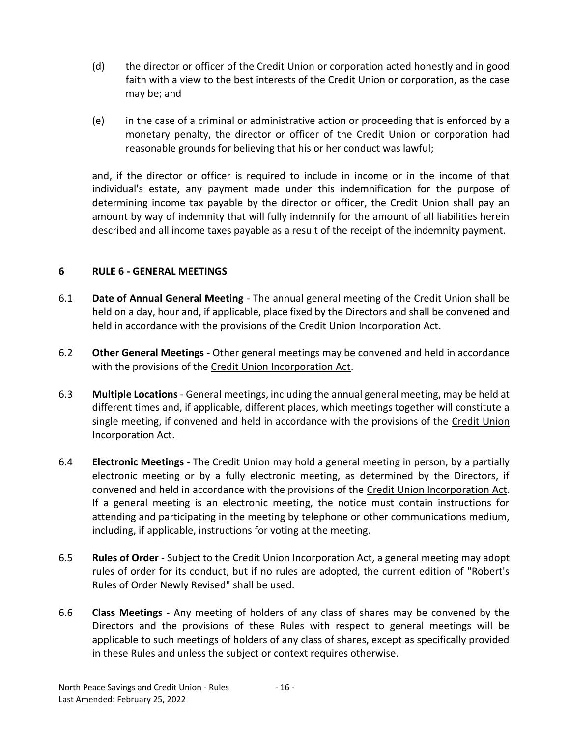(d) the director or officer of the Credit Union or corporation acted honestly and in good faith with a view to the best interests of the Credit Union or corporation, as the case may be; and

(e) in the case of a criminal or administrative action or proceeding that is enforced by a monetary penalty, the director or officer of the Credit Union or corporation had reasonable grounds for believing that his or her conduct was lawful;

and, if the director or officer is required to include in income or in the income of that individual's estate, any payment made under this indemnification for the purpose of determining income tax payable by the director or officer, the Credit Union shall pay an amount by way of indemnity that will fully indemnify for the amount of all liabilities herein described and all income taxes payable as a result of the receipt of the indemnity payment.

## 6 RULE 6 - GENERAL MEETINGS

6.1 **Date of Annual General Meeting** - The annual general meeting of the Credit Union shall be held on a day, hour and, if applicable, place fixed by the Directors and shall be convened and held in accordance with the provisions of the Credit Union Incorporation Act.

6.2 **Other General Meetings** - Other general meetings may be convened and held in accordance with the provisions of the Credit Union Incorporation Act.

6.3 **Multiple Locations** - General meetings, including the annual general meeting, may be held at different times and, if applicable, different places, which meetings together will constitute a single meeting, if convened and held in accordance with the provisions of the Credit Union Incorporation Act.

6.4 **Electronic Meetings** - The Credit Union may hold a general meeting in person, by a partially electronic meeting or by a fully electronic meeting, as determined by the Directors, if convened and held in accordance with the provisions of the Credit Union Incorporation Act. If a general meeting is an electronic meeting, the notice must contain instructions for attending and participating in the meeting by telephone or other communications medium, including, if applicable, instructions for voting at the meeting.

6.5 **Rules of Order** - Subject to the Credit Union Incorporation Act, a general meeting may adopt rules of order for its conduct, but if no rules are adopted, the current edition of "Robert's Rules of Order Newly Revised" shall be used.

6.6 **Class Meetings** - Any meeting of holders of any class of shares may be convened by the Directors and the provisions of these Rules with respect to general meetings will be applicable to such meetings of holders of any class of shares, except as specifically provided in these Rules and unless the subject or context requires otherwise.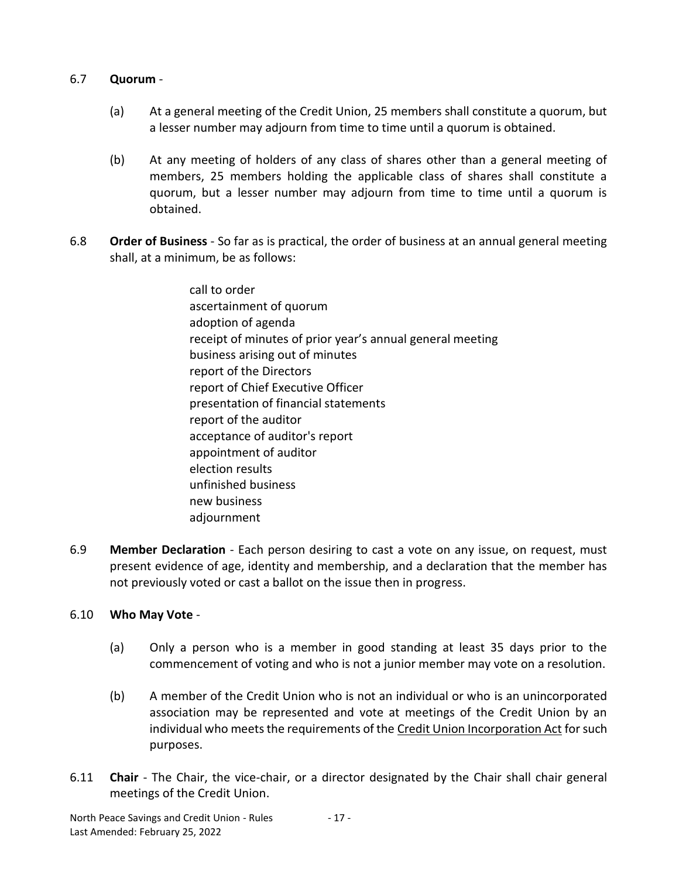6.7 **Quorum** -

(a) At a general meeting of the Credit Union, 25 members shall constitute a quorum, but a lesser number may adjourn from time to time until a quorum is obtained.

(b) At any meeting of holders of any class of shares other than a general meeting of members, 25 members holding the applicable class of shares shall constitute a quorum, but a lesser number may adjourn from time to time until a quorum is obtained.

6.8 **Order of Business** - So far as is practical, the order of business at an annual general meeting shall, at a minimum, be as follows:

call to order
ascertainment of quorum
adoption of agenda
receipt of minutes of prior year's annual general meeting
business arising out of minutes
report of the Directors
report of Chief Executive Officer
presentation of financial statements
report of the auditor
acceptance of auditor's report
appointment of auditor
election results
unfinished business
new business
adjournment

6.9 **Member Declaration** - Each person desiring to cast a vote on any issue, on request, must present evidence of age, identity and membership, and a declaration that the member has not previously voted or cast a ballot on the issue then in progress.

6.10 **Who May Vote** -

(a) Only a person who is a member in good standing at least 35 days prior to the commencement of voting and who is not a junior member may vote on a resolution.

(b) A member of the Credit Union who is not an individual or who is an unincorporated association may be represented and vote at meetings of the Credit Union by an individual who meets the requirements of the Credit Union Incorporation Act for such purposes.

6.11 **Chair** - The Chair, the vice-chair, or a director designated by the Chair shall chair general meetings of the Credit Union.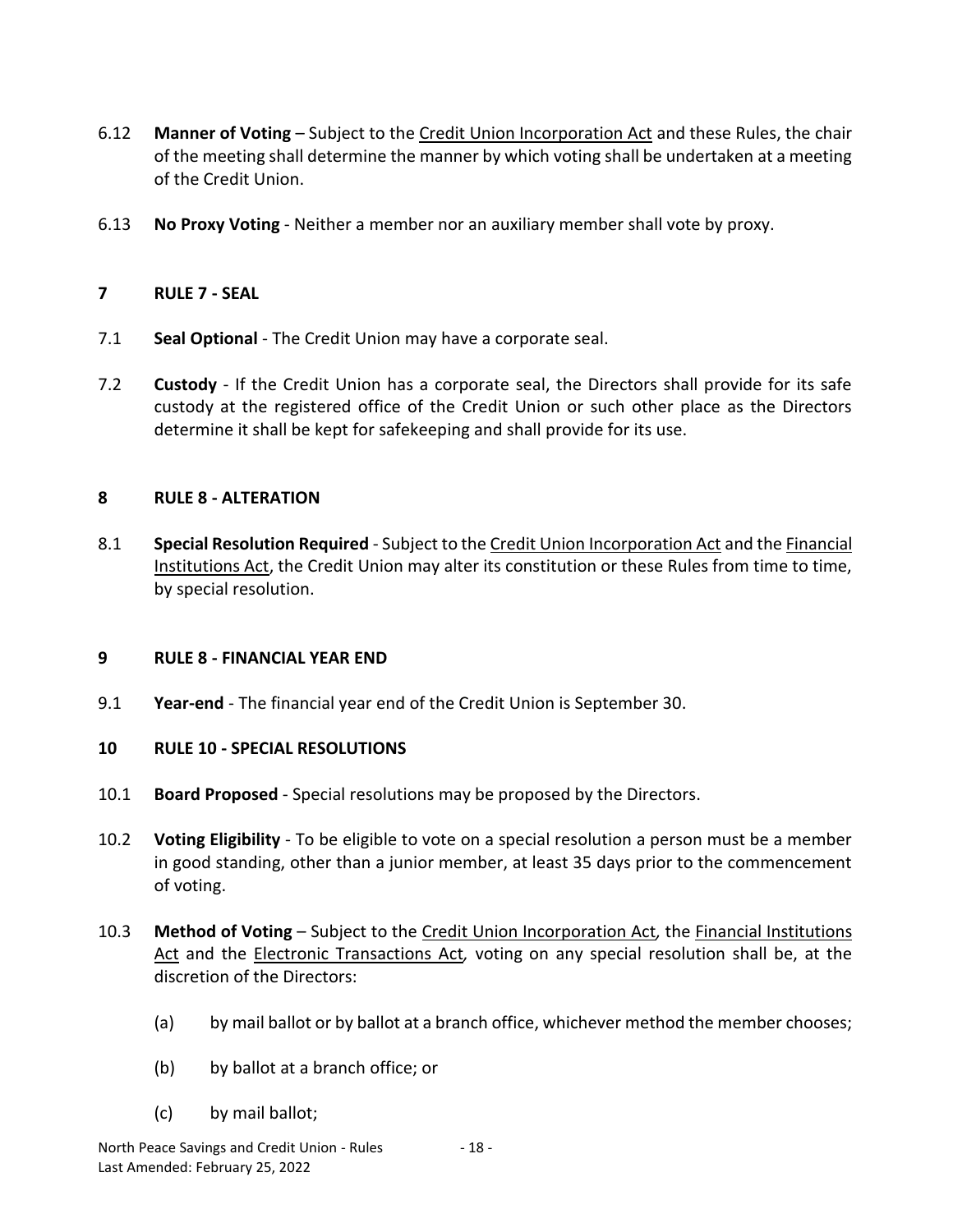6.12 **Manner of Voting** – Subject to the Credit Union Incorporation Act and these Rules, the chair of the meeting shall determine the manner by which voting shall be undertaken at a meeting of the Credit Union.

6.13 **No Proxy Voting** - Neither a member nor an auxiliary member shall vote by proxy.

## 7 RULE 7 - SEAL

7.1 **Seal Optional** - The Credit Union may have a corporate seal.

7.2 **Custody** - If the Credit Union has a corporate seal, the Directors shall provide for its safe custody at the registered office of the Credit Union or such other place as the Directors determine it shall be kept for safekeeping and shall provide for its use.

## 8 RULE 8 - ALTERATION

8.1 **Special Resolution Required** - Subject to the Credit Union Incorporation Act and the Financial Institutions Act, the Credit Union may alter its constitution or these Rules from time to time, by special resolution.

## 9 RULE 8 - FINANCIAL YEAR END

9.1 **Year-end** - The financial year end of the Credit Union is September 30.

## 10 RULE 10 - SPECIAL RESOLUTIONS

10.1 **Board Proposed** - Special resolutions may be proposed by the Directors.

10.2 **Voting Eligibility** - To be eligible to vote on a special resolution a person must be a member in good standing, other than a junior member, at least 35 days prior to the commencement of voting.

10.3 **Method of Voting** – Subject to the Credit Union Incorporation Act, the Financial Institutions Act and the Electronic Transactions Act, voting on any special resolution shall be, at the discretion of the Directors:

(a) by mail ballot or by ballot at a branch office, whichever method the member chooses;

(b) by ballot at a branch office; or

(c) by mail ballot;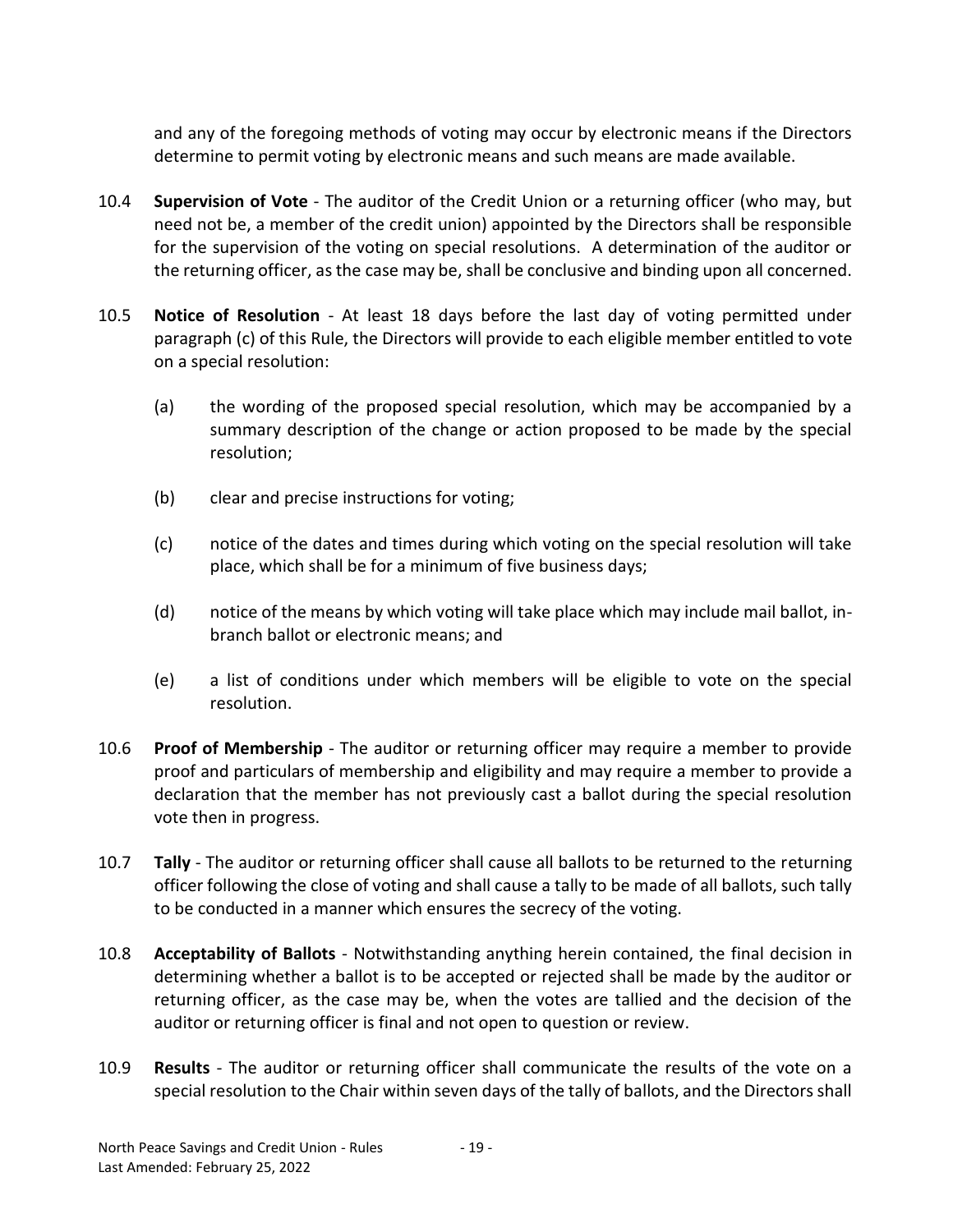and any of the foregoing methods of voting may occur by electronic means if the Directors determine to permit voting by electronic means and such means are made available.

10.4 **Supervision of Vote** - The auditor of the Credit Union or a returning officer (who may, but need not be, a member of the credit union) appointed by the Directors shall be responsible for the supervision of the voting on special resolutions. A determination of the auditor or the returning officer, as the case may be, shall be conclusive and binding upon all concerned.

10.5 **Notice of Resolution** - At least 18 days before the last day of voting permitted under paragraph (c) of this Rule, the Directors will provide to each eligible member entitled to vote on a special resolution:

(a) the wording of the proposed special resolution, which may be accompanied by a summary description of the change or action proposed to be made by the special resolution;

(b) clear and precise instructions for voting;

(c) notice of the dates and times during which voting on the special resolution will take place, which shall be for a minimum of five business days;

(d) notice of the means by which voting will take place which may include mail ballot, in-branch ballot or electronic means; and

(e) a list of conditions under which members will be eligible to vote on the special resolution.

10.6 **Proof of Membership** - The auditor or returning officer may require a member to provide proof and particulars of membership and eligibility and may require a member to provide a declaration that the member has not previously cast a ballot during the special resolution vote then in progress.

10.7 **Tally** - The auditor or returning officer shall cause all ballots to be returned to the returning officer following the close of voting and shall cause a tally to be made of all ballots, such tally to be conducted in a manner which ensures the secrecy of the voting.

10.8 **Acceptability of Ballots** - Notwithstanding anything herein contained, the final decision in determining whether a ballot is to be accepted or rejected shall be made by the auditor or returning officer, as the case may be, when the votes are tallied and the decision of the auditor or returning officer is final and not open to question or review.

10.9 **Results** - The auditor or returning officer shall communicate the results of the vote on a special resolution to the Chair within seven days of the tally of ballots, and the Directors shall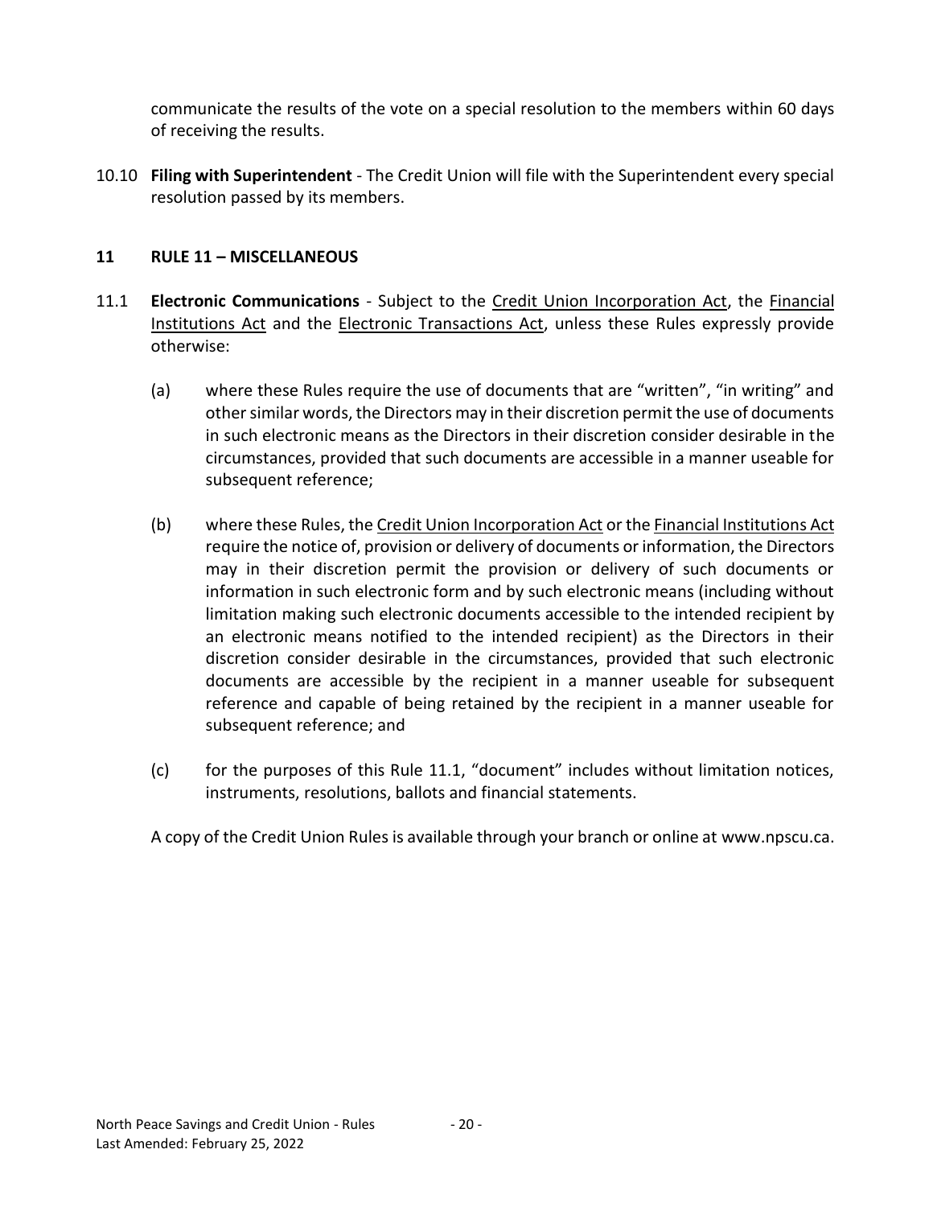communicate the results of the vote on a special resolution to the members within 60 days of receiving the results.

10.10 **Filing with Superintendent** - The Credit Union will file with the Superintendent every special resolution passed by its members.

## 11 RULE 11 – MISCELLANEOUS

11.1 **Electronic Communications** - Subject to the Credit Union Incorporation Act, the Financial Institutions Act and the Electronic Transactions Act, unless these Rules expressly provide otherwise:

(a) where these Rules require the use of documents that are "written", "in writing" and other similar words, the Directors may in their discretion permit the use of documents in such electronic means as the Directors in their discretion consider desirable in the circumstances, provided that such documents are accessible in a manner useable for subsequent reference;

(b) where these Rules, the Credit Union Incorporation Act or the Financial Institutions Act require the notice of, provision or delivery of documents or information, the Directors may in their discretion permit the provision or delivery of such documents or information in such electronic form and by such electronic means (including without limitation making such electronic documents accessible to the intended recipient by an electronic means notified to the intended recipient) as the Directors in their discretion consider desirable in the circumstances, provided that such electronic documents are accessible by the recipient in a manner useable for subsequent reference and capable of being retained by the recipient in a manner useable for subsequent reference; and

(c) for the purposes of this Rule 11.1, "document" includes without limitation notices, instruments, resolutions, ballots and financial statements.

A copy of the Credit Union Rules is available through your branch or online at www.npscu.ca.